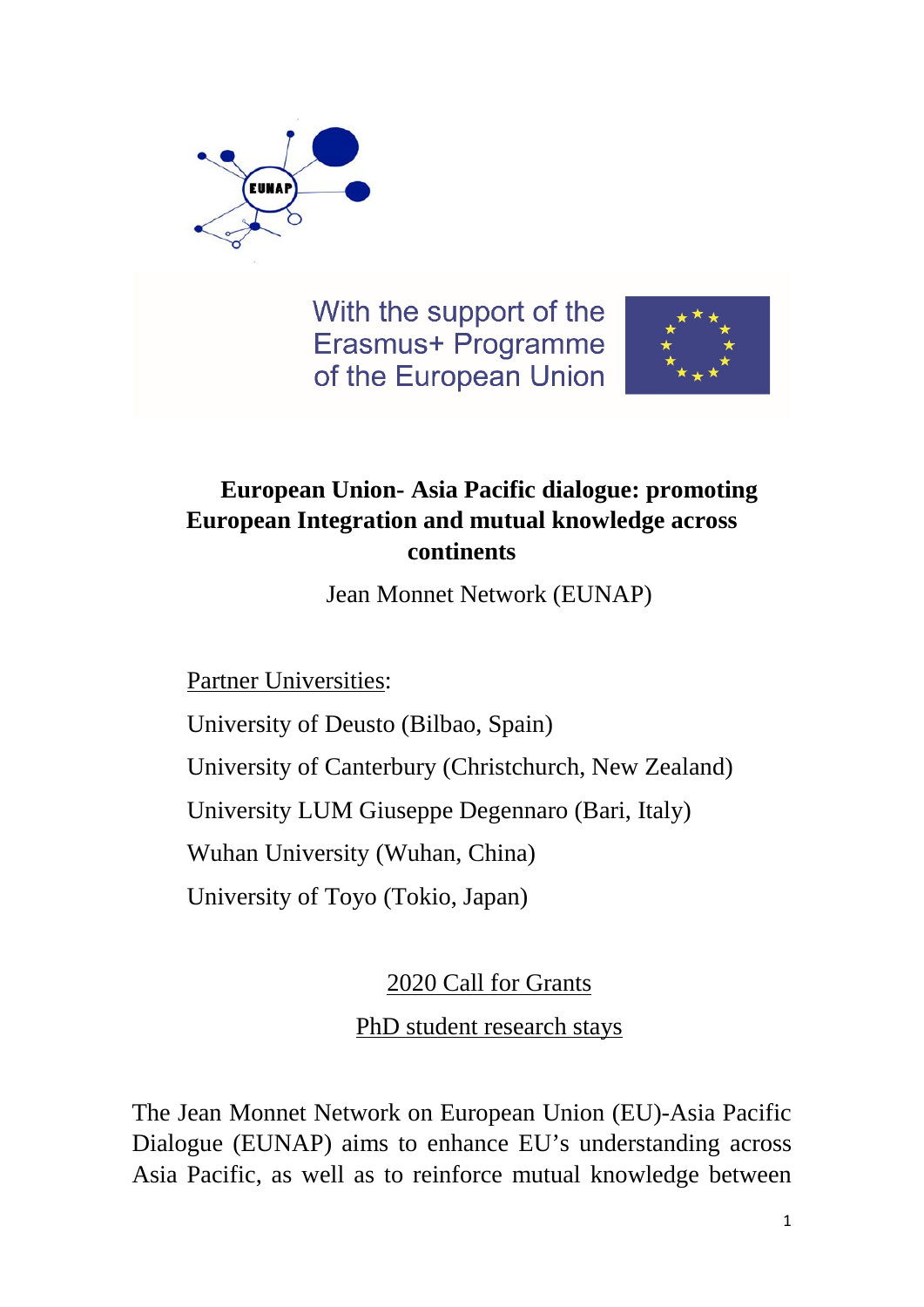With the support of the Erasmus+ Programme of the European Union

# European Union- Asia Pacific dialogue: promoting European Integration and mutual knowledge across continents

Jean Monnet Network (EUNAP)

Partner Universities:

University of Deusto (Bilbao, Spain)

University of Canterbury (Christchurch, New Zealand)

University LUM Giuseppe Degennaro (Bari, Italy)

Wuhan University (Wuhan, China)

University of Toyo (Tokio, Japan)

## 2020 Call for Grants

## PhD student research stays

The Jean Monnet Network on European Union (EU)-Asia Pacific Dialogue (EUNAP) aims to enhance EU's understanding across Asia Pacific, as well as to reinforce mutual knowledge between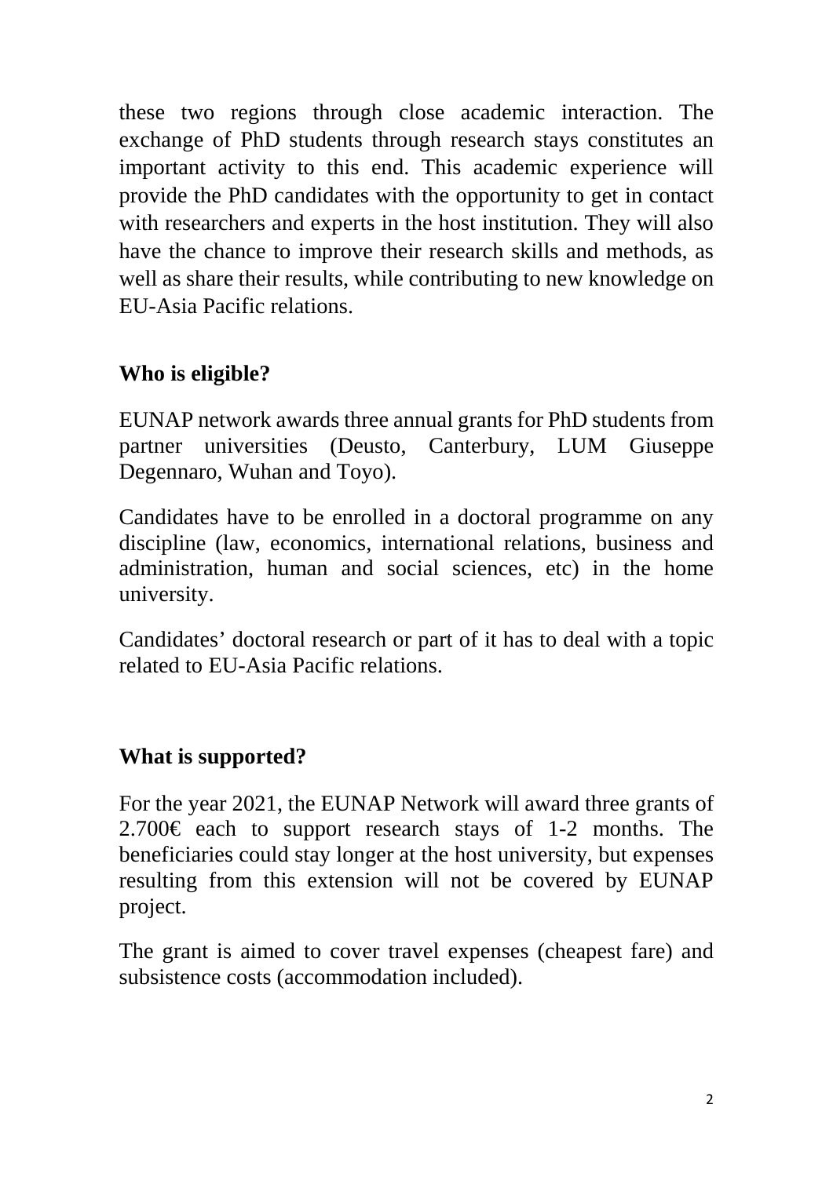these two regions through close academic interaction. The exchange of PhD students through research stays constitutes an important activity to this end. This academic experience will provide the PhD candidates with the opportunity to get in contact with researchers and experts in the host institution. They will also have the chance to improve their research skills and methods, as well as share their results, while contributing to new knowledge on EU-Asia Pacific relations.

## Who is eligible?

EUNAP network awards three annual grants for PhD students from partner universities (Deusto, Canterbury, LUM Giuseppe Degennaro, Wuhan and Toyo).

Candidates have to be enrolled in a doctoral programme on any discipline (law, economics, international relations, business and administration, human and social sciences, etc) in the home university.

Candidates' doctoral research or part of it has to deal with a topic related to EU-Asia Pacific relations.

## What is supported?

For the year 2021, the EUNAP Network will award three grants of 2.700€ each to support research stays of 1-2 months. The beneficiaries could stay longer at the host university, but expenses resulting from this extension will not be covered by EUNAP project.

The grant is aimed to cover travel expenses (cheapest fare) and subsistence costs (accommodation included).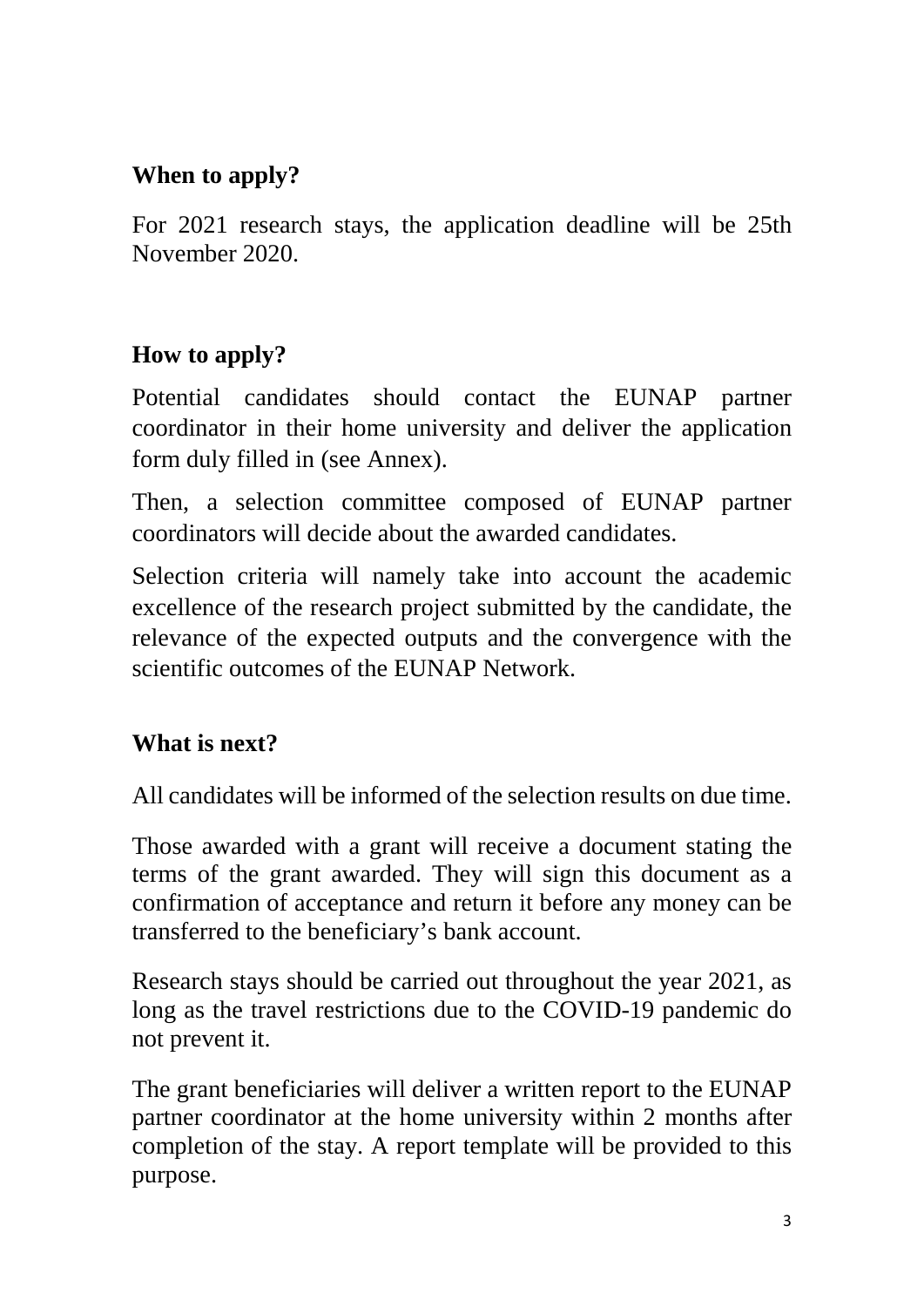## When to apply?

For 2021 research stays, the application deadline will be 25th November 2020.

## How to apply?

Potential candidates should contact the EUNAP partner coordinator in their home university and deliver the application form duly filled in (see Annex).

Then, a selection committee composed of EUNAP partner coordinators will decide about the awarded candidates.

Selection criteria will namely take into account the academic excellence of the research project submitted by the candidate, the relevance of the expected outputs and the convergence with the scientific outcomes of the EUNAP Network.

## What is next?

All candidates will be informed of the selection results on due time.

Those awarded with a grant will receive a document stating the terms of the grant awarded. They will sign this document as a confirmation of acceptance and return it before any money can be transferred to the beneficiary's bank account.

Research stays should be carried out throughout the year 2021, as long as the travel restrictions due to the COVID-19 pandemic do not prevent it.

The grant beneficiaries will deliver a written report to the EUNAP partner coordinator at the home university within 2 months after completion of the stay. A report template will be provided to this purpose.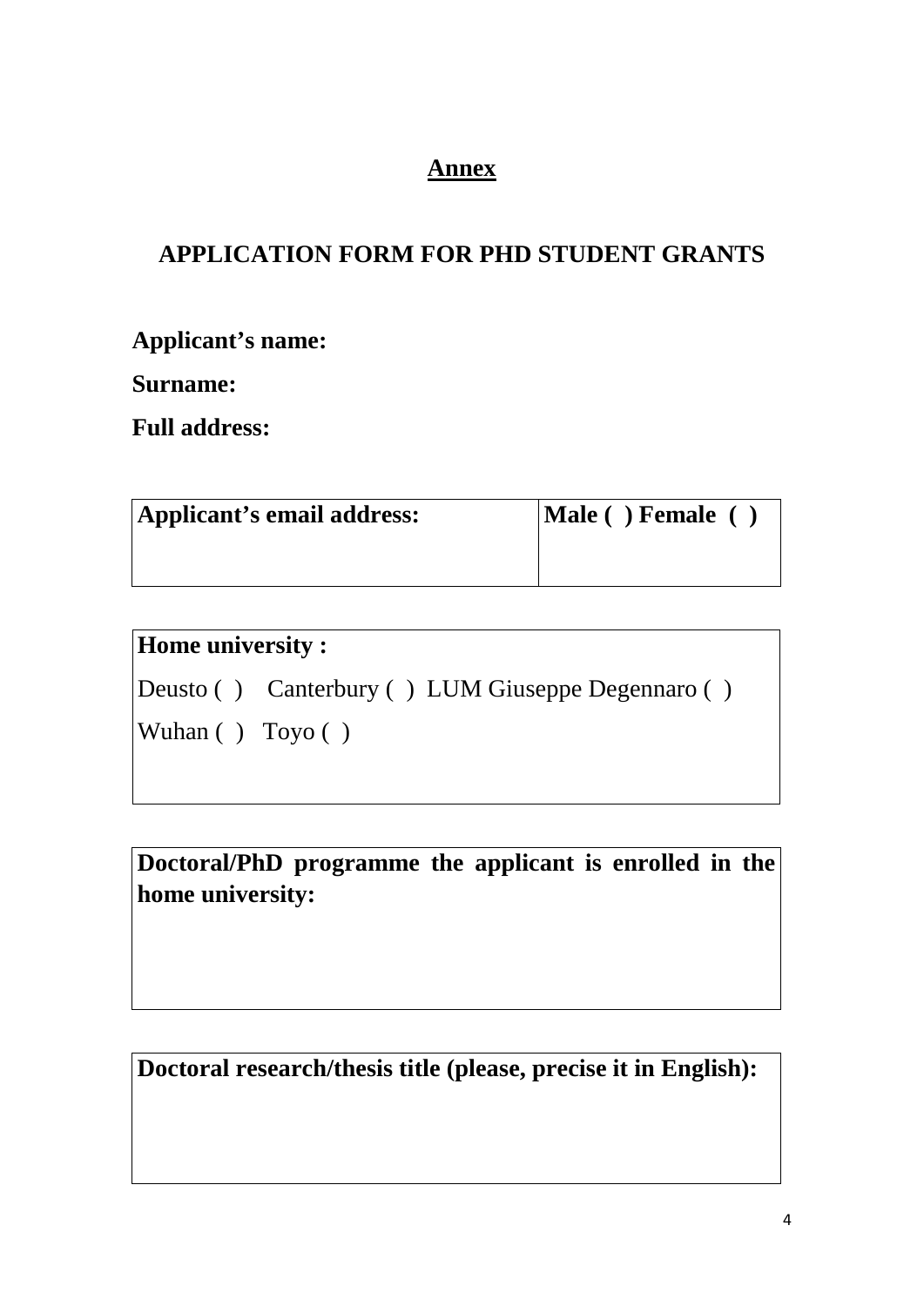## Annex

## APPLICATION FORM FOR PHD STUDENT GRANTS

**Applicant's name:**

**Surname:**

**Full address:**

| **Applicant's email address:** | **Male ( ) Female ( )** |
|---|---|
| | |

| **Home university :** |
|---|
| Deusto ( ) Canterbury ( ) LUM Giuseppe Degennaro ( ) |
| Wuhan ( ) Toyo ( ) |

| **Doctoral/PhD programme the applicant is enrolled in the home university:** |
|---|
| |

| **Doctoral research/thesis title (please, precise it in English):** |
|---|
| |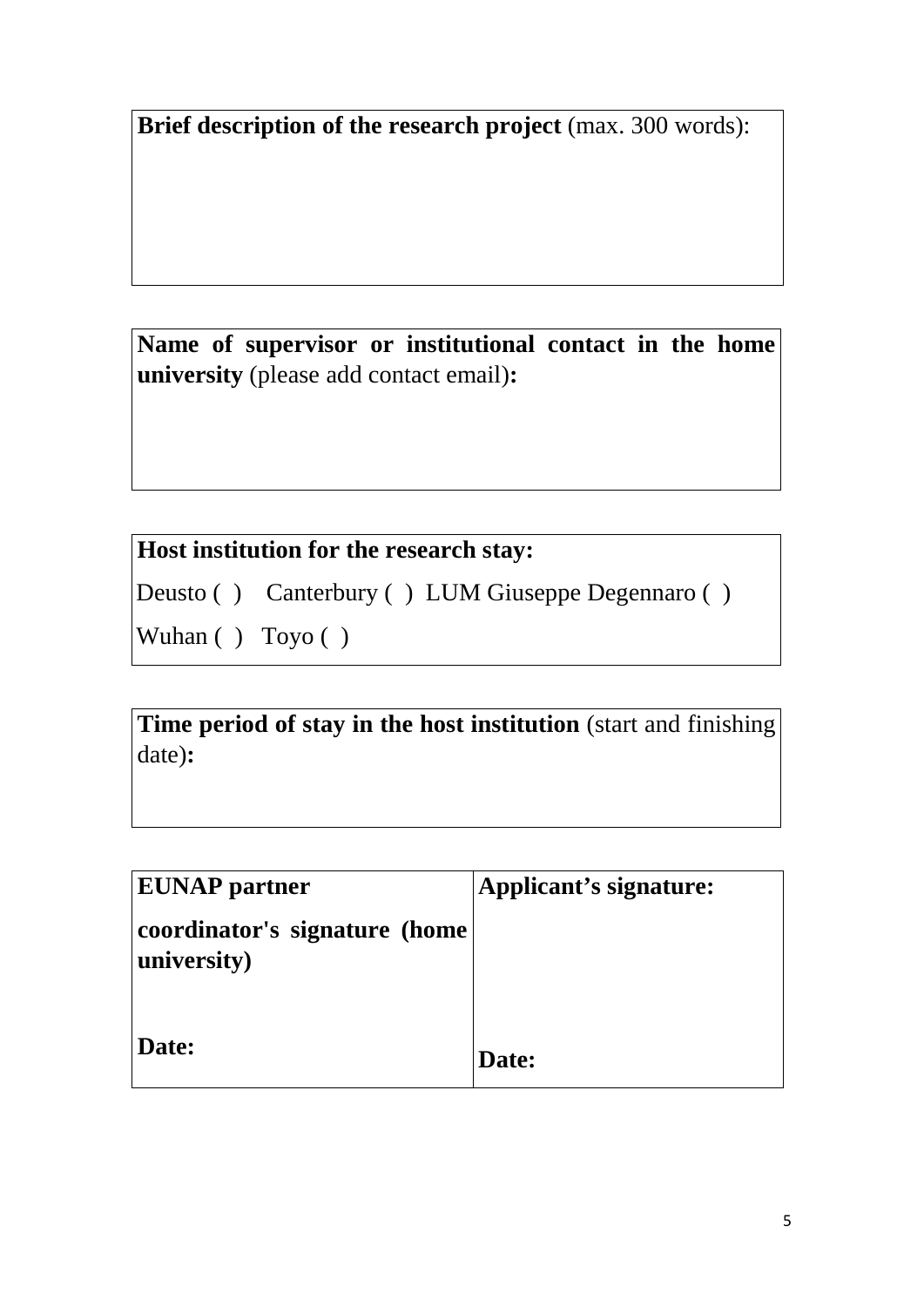**Brief description of the research project** (max. 300 words):

**Name of supervisor or institutional contact in the home university** (please add contact email)**:**

**Host institution for the research stay:**

Deusto ( ) Canterbury ( ) LUM Giuseppe Degennaro ( )

Wuhan ( ) Toyo ( )

**Time period of stay in the host institution** (start and finishing date)**:**

| | |
|---|---|
| **EUNAP partner coordinator's signature (home university)**<br><br>**Date:** | **Applicant's signature:**<br><br>**Date:** |